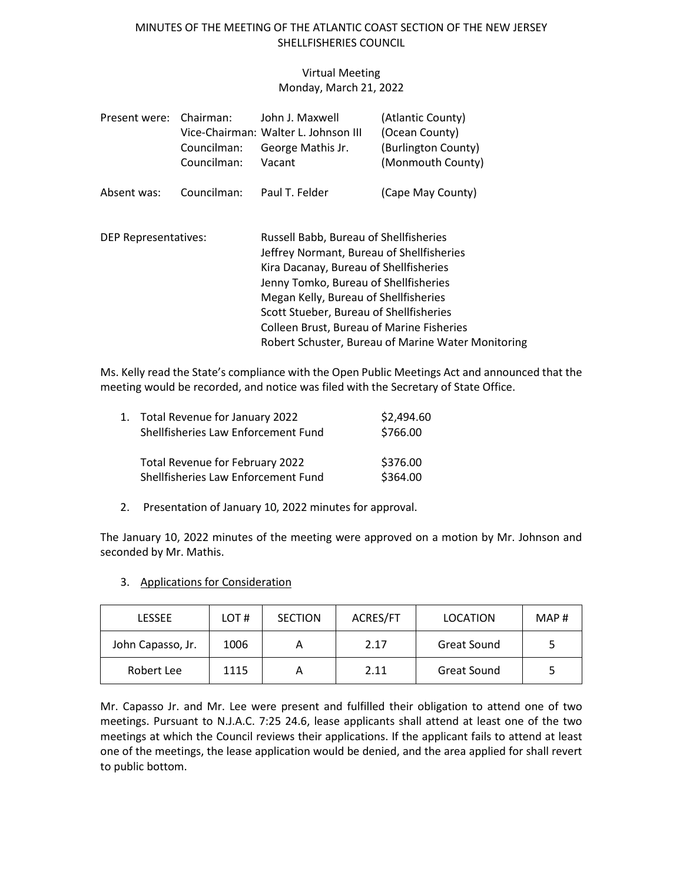# MINUTES OF THE MEETING OF THE ATLANTIC COAST SECTION OF THE NEW JERSEY SHELLFISHERIES COUNCIL

Virtual Meeting
Monday, March 21, 2022

| | | | |
|---|---|---|---|
| Present were: | Chairman: | John J. Maxwell | (Atlantic County) |
| | Vice-Chairman: | Walter L. Johnson III | (Ocean County) |
| | Councilman: | George Mathis Jr. | (Burlington County) |
| | Councilman: | Vacant | (Monmouth County) |
| Absent was: | Councilman: | Paul T. Felder | (Cape May County) |

DEP Representatives:

Russell Babb, Bureau of Shellfisheries
Jeffrey Normant, Bureau of Shellfisheries
Kira Dacanay, Bureau of Shellfisheries
Jenny Tomko, Bureau of Shellfisheries
Megan Kelly, Bureau of Shellfisheries
Scott Stueber, Bureau of Shellfisheries
Colleen Brust, Bureau of Marine Fisheries
Robert Schuster, Bureau of Marine Water Monitoring

Ms. Kelly read the State's compliance with the Open Public Meetings Act and announced that the meeting would be recorded, and notice was filed with the Secretary of State Office.

1. Total Revenue for January 2022 $2,494.60
   Shellfisheries Law Enforcement Fund $766.00

   Total Revenue for February 2022 $376.00
   Shellfisheries Law Enforcement Fund $364.00

2. Presentation of January 10, 2022 minutes for approval.

The January 10, 2022 minutes of the meeting were approved on a motion by Mr. Johnson and seconded by Mr. Mathis.

3. Applications for Consideration

| LESSEE | LOT # | SECTION | ACRES/FT | LOCATION | MAP # |
|---|---|---|---|---|---|
| John Capasso, Jr. | 1006 | A | 2.17 | Great Sound | 5 |
| Robert Lee | 1115 | A | 2.11 | Great Sound | 5 |

Mr. Capasso Jr. and Mr. Lee were present and fulfilled their obligation to attend one of two meetings. Pursuant to N.J.A.C. 7:25 24.6, lease applicants shall attend at least one of the two meetings at which the Council reviews their applications. If the applicant fails to attend at least one of the meetings, the lease application would be denied, and the area applied for shall revert to public bottom.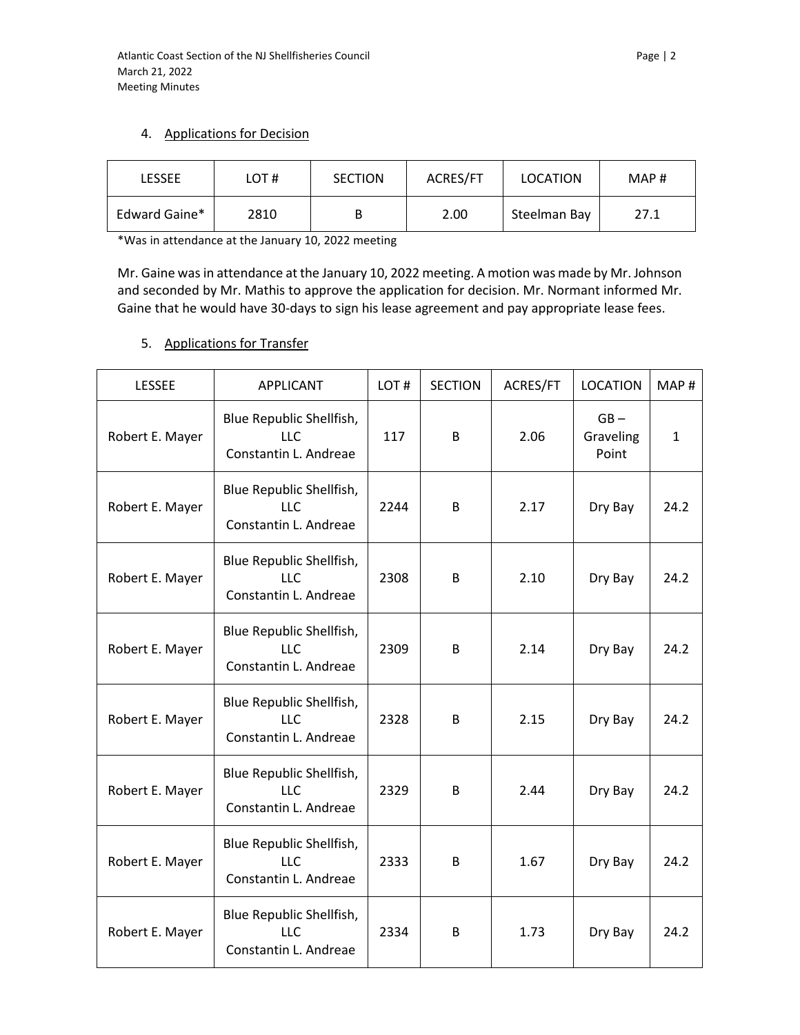4. Applications for Decision

| LESSEE | LOT # | SECTION | ACRES/FT | LOCATION | MAP # |
|---|---|---|---|---|---|
| Edward Gaine* | 2810 | B | 2.00 | Steelman Bay | 27.1 |

*Was in attendance at the January 10, 2022 meeting

Mr. Gaine was in attendance at the January 10, 2022 meeting. A motion was made by Mr. Johnson and seconded by Mr. Mathis to approve the application for decision. Mr. Normant informed Mr. Gaine that he would have 30-days to sign his lease agreement and pay appropriate lease fees.

5. Applications for Transfer

| LESSEE | APPLICANT | LOT # | SECTION | ACRES/FT | LOCATION | MAP # |
|---|---|---|---|---|---|---|
| Robert E. Mayer | Blue Republic Shellfish, LLC Constantin L. Andreae | 117 | B | 2.06 | GB – Graveling Point | 1 |
| Robert E. Mayer | Blue Republic Shellfish, LLC Constantin L. Andreae | 2244 | B | 2.17 | Dry Bay | 24.2 |
| Robert E. Mayer | Blue Republic Shellfish, LLC Constantin L. Andreae | 2308 | B | 2.10 | Dry Bay | 24.2 |
| Robert E. Mayer | Blue Republic Shellfish, LLC Constantin L. Andreae | 2309 | B | 2.14 | Dry Bay | 24.2 |
| Robert E. Mayer | Blue Republic Shellfish, LLC Constantin L. Andreae | 2328 | B | 2.15 | Dry Bay | 24.2 |
| Robert E. Mayer | Blue Republic Shellfish, LLC Constantin L. Andreae | 2329 | B | 2.44 | Dry Bay | 24.2 |
| Robert E. Mayer | Blue Republic Shellfish, LLC Constantin L. Andreae | 2333 | B | 1.67 | Dry Bay | 24.2 |
| Robert E. Mayer | Blue Republic Shellfish, LLC Constantin L. Andreae | 2334 | B | 1.73 | Dry Bay | 24.2 |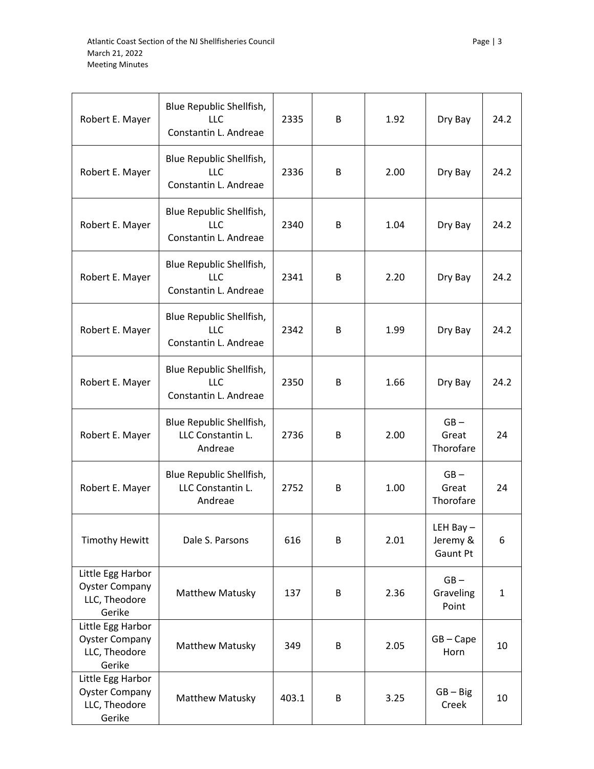| | | | | | | |
|---|---|---|---|---|---|---|
| Robert E. Mayer | Blue Republic Shellfish, LLC Constantin L. Andreae | 2335 | B | 1.92 | Dry Bay | 24.2 |
| Robert E. Mayer | Blue Republic Shellfish, LLC Constantin L. Andreae | 2336 | B | 2.00 | Dry Bay | 24.2 |
| Robert E. Mayer | Blue Republic Shellfish, LLC Constantin L. Andreae | 2340 | B | 1.04 | Dry Bay | 24.2 |
| Robert E. Mayer | Blue Republic Shellfish, LLC Constantin L. Andreae | 2341 | B | 2.20 | Dry Bay | 24.2 |
| Robert E. Mayer | Blue Republic Shellfish, LLC Constantin L. Andreae | 2342 | B | 1.99 | Dry Bay | 24.2 |
| Robert E. Mayer | Blue Republic Shellfish, LLC Constantin L. Andreae | 2350 | B | 1.66 | Dry Bay | 24.2 |
| Robert E. Mayer | Blue Republic Shellfish, LLC Constantin L. Andreae | 2736 | B | 2.00 | GB – Great Thorofare | 24 |
| Robert E. Mayer | Blue Republic Shellfish, LLC Constantin L. Andreae | 2752 | B | 1.00 | GB – Great Thorofare | 24 |
| Timothy Hewitt | Dale S. Parsons | 616 | B | 2.01 | LEH Bay – Jeremy & Gaunt Pt | 6 |
| Little Egg Harbor Oyster Company LLC, Theodore Gerike | Matthew Matusky | 137 | B | 2.36 | GB – Graveling Point | 1 |
| Little Egg Harbor Oyster Company LLC, Theodore Gerike | Matthew Matusky | 349 | B | 2.05 | GB – Cape Horn | 10 |
| Little Egg Harbor Oyster Company LLC, Theodore Gerike | Matthew Matusky | 403.1 | B | 3.25 | GB – Big Creek | 10 |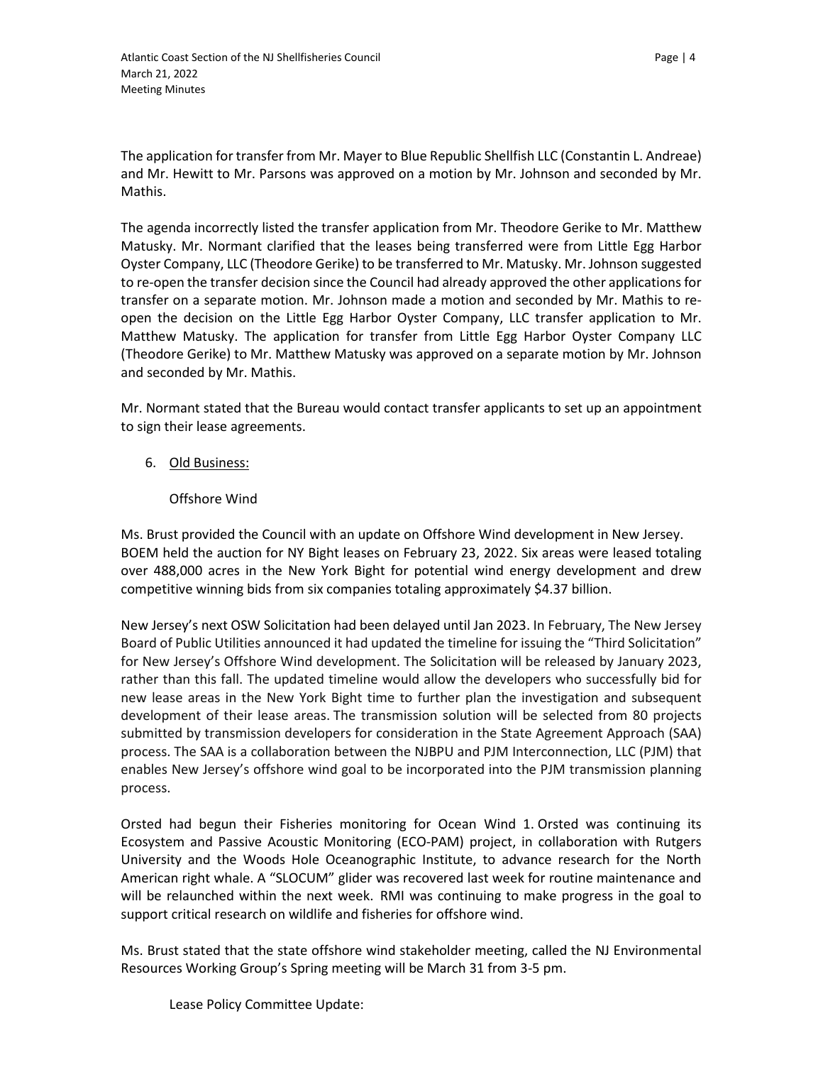The application for transfer from Mr. Mayer to Blue Republic Shellfish LLC (Constantin L. Andreae) and Mr. Hewitt to Mr. Parsons was approved on a motion by Mr. Johnson and seconded by Mr. Mathis.

The agenda incorrectly listed the transfer application from Mr. Theodore Gerike to Mr. Matthew Matusky. Mr. Normant clarified that the leases being transferred were from Little Egg Harbor Oyster Company, LLC (Theodore Gerike) to be transferred to Mr. Matusky. Mr. Johnson suggested to re-open the transfer decision since the Council had already approved the other applications for transfer on a separate motion. Mr. Johnson made a motion and seconded by Mr. Mathis to re-open the decision on the Little Egg Harbor Oyster Company, LLC transfer application to Mr. Matthew Matusky. The application for transfer from Little Egg Harbor Oyster Company LLC (Theodore Gerike) to Mr. Matthew Matusky was approved on a separate motion by Mr. Johnson and seconded by Mr. Mathis.

Mr. Normant stated that the Bureau would contact transfer applicants to set up an appointment to sign their lease agreements.

6. Old Business:

   Offshore Wind

Ms. Brust provided the Council with an update on Offshore Wind development in New Jersey. BOEM held the auction for NY Bight leases on February 23, 2022. Six areas were leased totaling over 488,000 acres in the New York Bight for potential wind energy development and drew competitive winning bids from six companies totaling approximately $4.37 billion.

New Jersey's next OSW Solicitation had been delayed until Jan 2023. In February, The New Jersey Board of Public Utilities announced it had updated the timeline for issuing the "Third Solicitation" for New Jersey's Offshore Wind development. The Solicitation will be released by January 2023, rather than this fall. The updated timeline would allow the developers who successfully bid for new lease areas in the New York Bight time to further plan the investigation and subsequent development of their lease areas. The transmission solution will be selected from 80 projects submitted by transmission developers for consideration in the State Agreement Approach (SAA) process. The SAA is a collaboration between the NJBPU and PJM Interconnection, LLC (PJM) that enables New Jersey's offshore wind goal to be incorporated into the PJM transmission planning process.

Orsted had begun their Fisheries monitoring for Ocean Wind 1. Orsted was continuing its Ecosystem and Passive Acoustic Monitoring (ECO-PAM) project, in collaboration with Rutgers University and the Woods Hole Oceanographic Institute, to advance research for the North American right whale. A "SLOCUM" glider was recovered last week for routine maintenance and will be relaunched within the next week. RMI was continuing to make progress in the goal to support critical research on wildlife and fisheries for offshore wind.

Ms. Brust stated that the state offshore wind stakeholder meeting, called the NJ Environmental Resources Working Group's Spring meeting will be March 31 from 3-5 pm.

   Lease Policy Committee Update: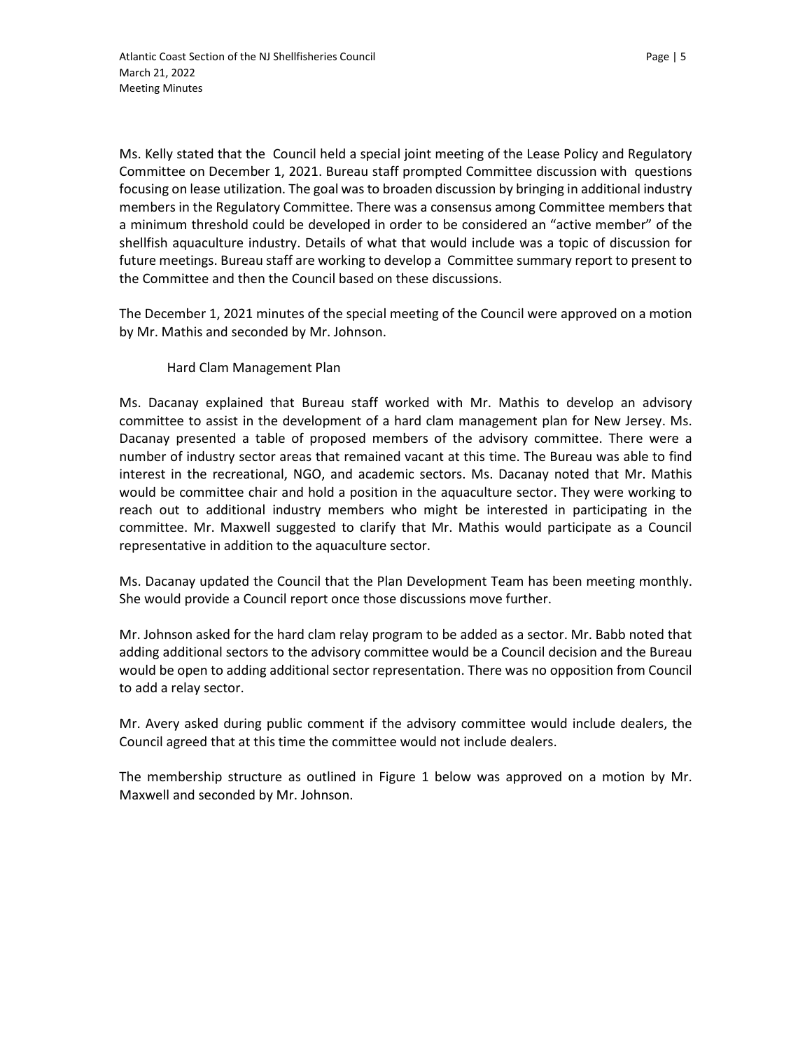Ms. Kelly stated that the Council held a special joint meeting of the Lease Policy and Regulatory Committee on December 1, 2021. Bureau staff prompted Committee discussion with questions focusing on lease utilization. The goal was to broaden discussion by bringing in additional industry members in the Regulatory Committee. There was a consensus among Committee members that a minimum threshold could be developed in order to be considered an "active member" of the shellfish aquaculture industry. Details of what that would include was a topic of discussion for future meetings. Bureau staff are working to develop a Committee summary report to present to the Committee and then the Council based on these discussions.

The December 1, 2021 minutes of the special meeting of the Council were approved on a motion by Mr. Mathis and seconded by Mr. Johnson.

Hard Clam Management Plan

Ms. Dacanay explained that Bureau staff worked with Mr. Mathis to develop an advisory committee to assist in the development of a hard clam management plan for New Jersey. Ms. Dacanay presented a table of proposed members of the advisory committee. There were a number of industry sector areas that remained vacant at this time. The Bureau was able to find interest in the recreational, NGO, and academic sectors. Ms. Dacanay noted that Mr. Mathis would be committee chair and hold a position in the aquaculture sector. They were working to reach out to additional industry members who might be interested in participating in the committee. Mr. Maxwell suggested to clarify that Mr. Mathis would participate as a Council representative in addition to the aquaculture sector.

Ms. Dacanay updated the Council that the Plan Development Team has been meeting monthly. She would provide a Council report once those discussions move further.

Mr. Johnson asked for the hard clam relay program to be added as a sector. Mr. Babb noted that adding additional sectors to the advisory committee would be a Council decision and the Bureau would be open to adding additional sector representation. There was no opposition from Council to add a relay sector.

Mr. Avery asked during public comment if the advisory committee would include dealers, the Council agreed that at this time the committee would not include dealers.

The membership structure as outlined in Figure 1 below was approved on a motion by Mr. Maxwell and seconded by Mr. Johnson.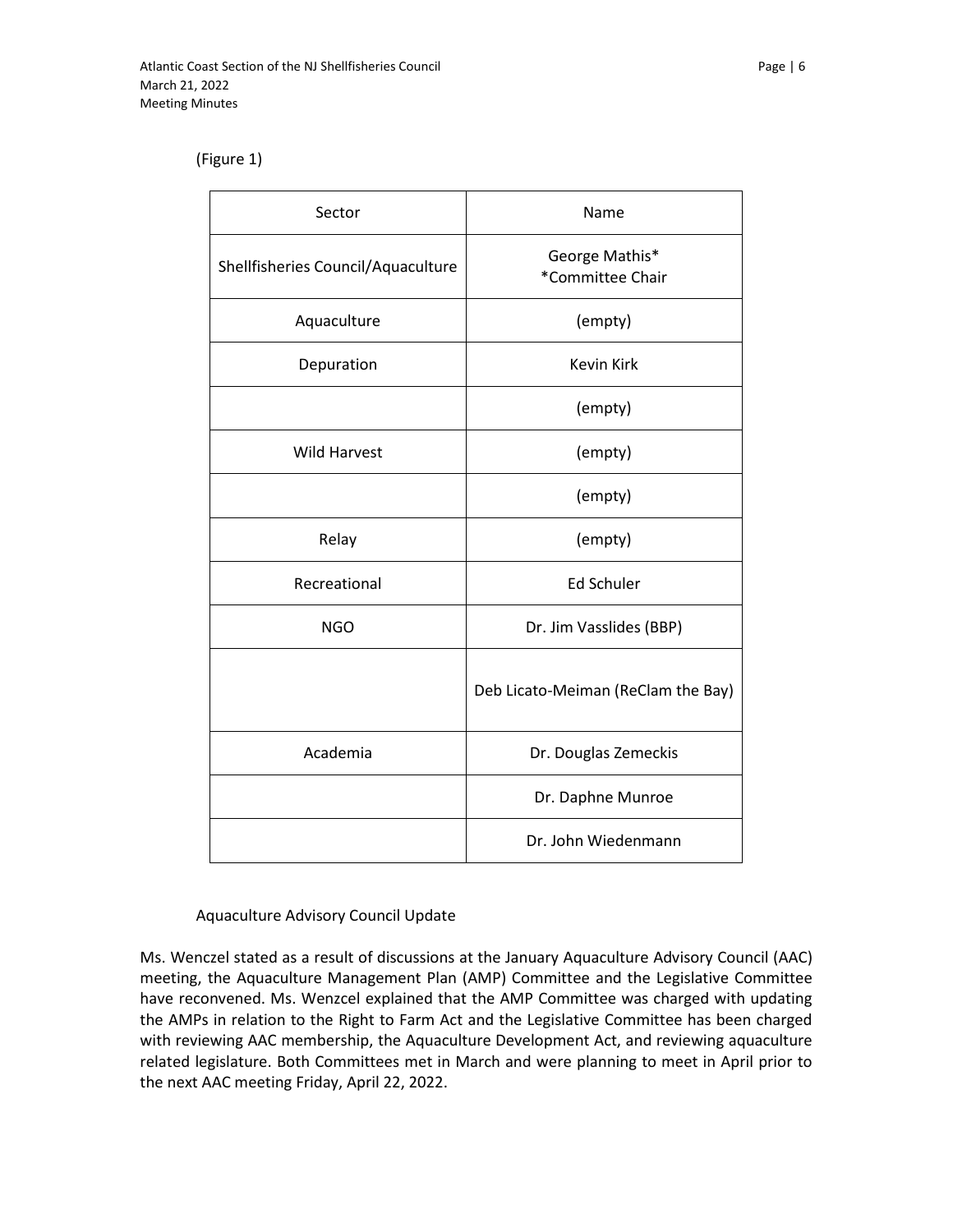(Figure 1)

| Sector | Name |
|---|---|
| Shellfisheries Council/Aquaculture | George Mathis*<br>*Committee Chair |
| Aquaculture | (empty) |
| Depuration | Kevin Kirk |
| | (empty) |
| Wild Harvest | (empty) |
| | (empty) |
| Relay | (empty) |
| Recreational | Ed Schuler |
| NGO | Dr. Jim Vasslides (BBP) |
| | Deb Licato-Meiman (ReClam the Bay) |
| Academia | Dr. Douglas Zemeckis |
| | Dr. Daphne Munroe |
| | Dr. John Wiedenmann |

Aquaculture Advisory Council Update

Ms. Wenczel stated as a result of discussions at the January Aquaculture Advisory Council (AAC) meeting, the Aquaculture Management Plan (AMP) Committee and the Legislative Committee have reconvened. Ms. Wenzcel explained that the AMP Committee was charged with updating the AMPs in relation to the Right to Farm Act and the Legislative Committee has been charged with reviewing AAC membership, the Aquaculture Development Act, and reviewing aquaculture related legislature. Both Committees met in March and were planning to meet in April prior to the next AAC meeting Friday, April 22, 2022.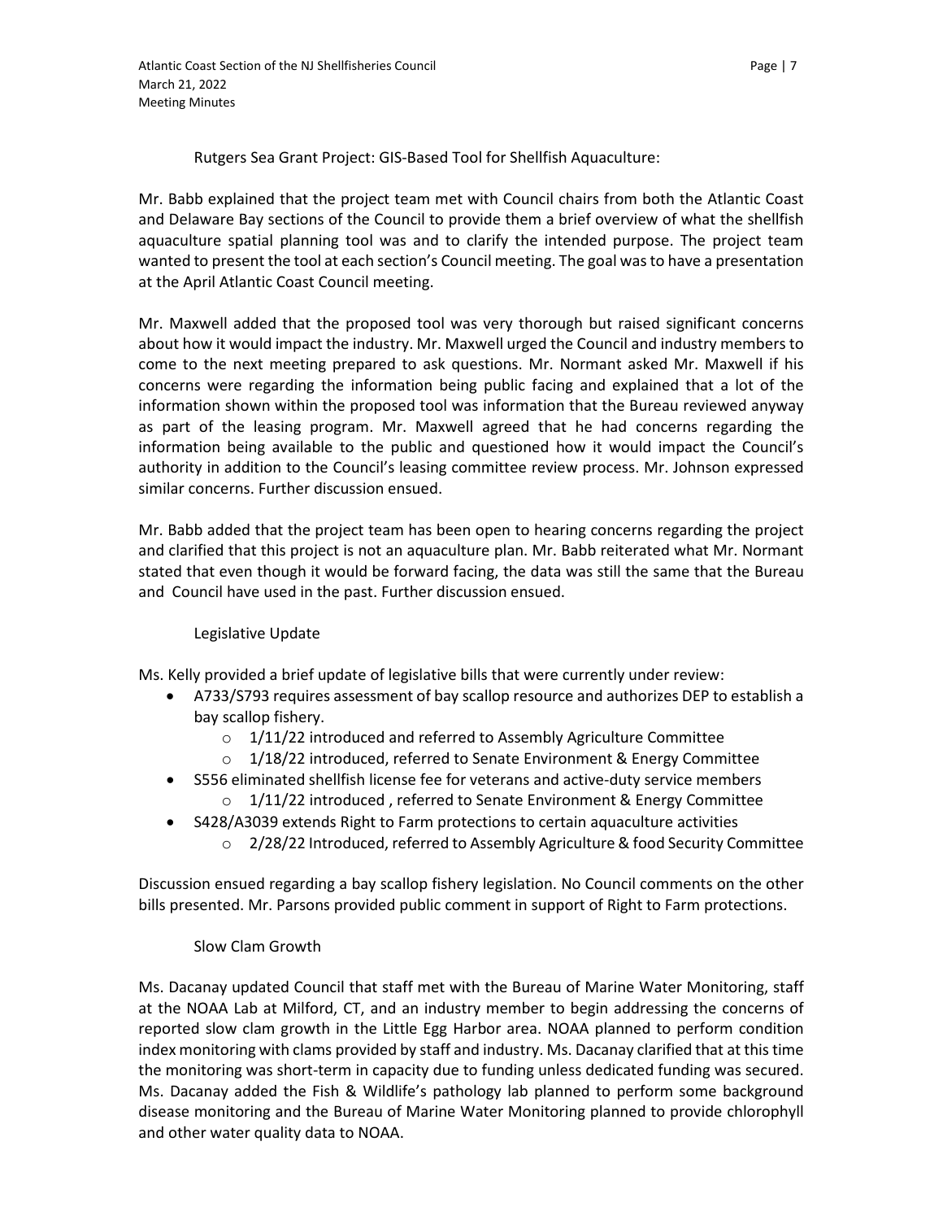### Rutgers Sea Grant Project: GIS-Based Tool for Shellfish Aquaculture:

Mr. Babb explained that the project team met with Council chairs from both the Atlantic Coast and Delaware Bay sections of the Council to provide them a brief overview of what the shellfish aquaculture spatial planning tool was and to clarify the intended purpose. The project team wanted to present the tool at each section's Council meeting. The goal was to have a presentation at the April Atlantic Coast Council meeting.

Mr. Maxwell added that the proposed tool was very thorough but raised significant concerns about how it would impact the industry. Mr. Maxwell urged the Council and industry members to come to the next meeting prepared to ask questions. Mr. Normant asked Mr. Maxwell if his concerns were regarding the information being public facing and explained that a lot of the information shown within the proposed tool was information that the Bureau reviewed anyway as part of the leasing program. Mr. Maxwell agreed that he had concerns regarding the information being available to the public and questioned how it would impact the Council's authority in addition to the Council's leasing committee review process. Mr. Johnson expressed similar concerns. Further discussion ensued.

Mr. Babb added that the project team has been open to hearing concerns regarding the project and clarified that this project is not an aquaculture plan. Mr. Babb reiterated what Mr. Normant stated that even though it would be forward facing, the data was still the same that the Bureau and Council have used in the past. Further discussion ensued.

### Legislative Update

Ms. Kelly provided a brief update of legislative bills that were currently under review:

- A733/S793 requires assessment of bay scallop resource and authorizes DEP to establish a bay scallop fishery.
  - 1/11/22 introduced and referred to Assembly Agriculture Committee
  - 1/18/22 introduced, referred to Senate Environment & Energy Committee
- S556 eliminated shellfish license fee for veterans and active-duty service members
  - 1/11/22 introduced , referred to Senate Environment & Energy Committee
- S428/A3039 extends Right to Farm protections to certain aquaculture activities
  - 2/28/22 Introduced, referred to Assembly Agriculture & food Security Committee

Discussion ensued regarding a bay scallop fishery legislation. No Council comments on the other bills presented. Mr. Parsons provided public comment in support of Right to Farm protections.

### Slow Clam Growth

Ms. Dacanay updated Council that staff met with the Bureau of Marine Water Monitoring, staff at the NOAA Lab at Milford, CT, and an industry member to begin addressing the concerns of reported slow clam growth in the Little Egg Harbor area. NOAA planned to perform condition index monitoring with clams provided by staff and industry. Ms. Dacanay clarified that at this time the monitoring was short-term in capacity due to funding unless dedicated funding was secured. Ms. Dacanay added the Fish & Wildlife's pathology lab planned to perform some background disease monitoring and the Bureau of Marine Water Monitoring planned to provide chlorophyll and other water quality data to NOAA.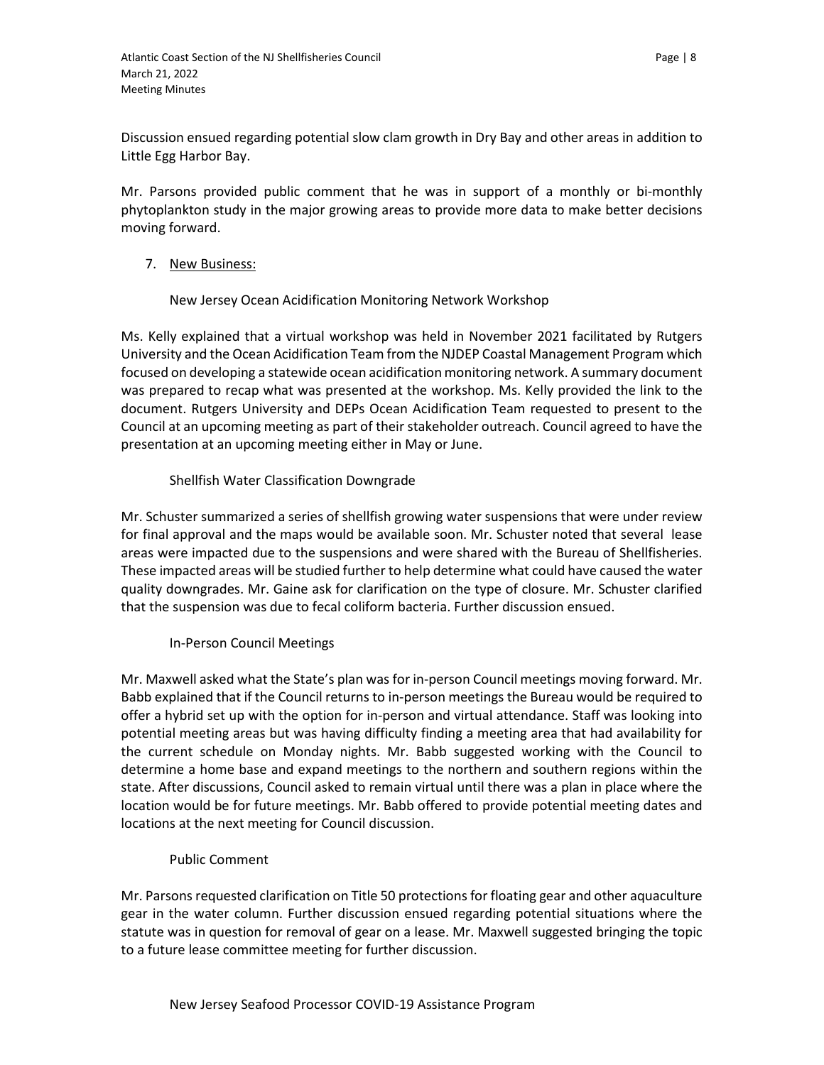Discussion ensued regarding potential slow clam growth in Dry Bay and other areas in addition to Little Egg Harbor Bay.

Mr. Parsons provided public comment that he was in support of a monthly or bi-monthly phytoplankton study in the major growing areas to provide more data to make better decisions moving forward.

7. New Business:

New Jersey Ocean Acidification Monitoring Network Workshop

Ms. Kelly explained that a virtual workshop was held in November 2021 facilitated by Rutgers University and the Ocean Acidification Team from the NJDEP Coastal Management Program which focused on developing a statewide ocean acidification monitoring network. A summary document was prepared to recap what was presented at the workshop. Ms. Kelly provided the link to the document. Rutgers University and DEPs Ocean Acidification Team requested to present to the Council at an upcoming meeting as part of their stakeholder outreach. Council agreed to have the presentation at an upcoming meeting either in May or June.

Shellfish Water Classification Downgrade

Mr. Schuster summarized a series of shellfish growing water suspensions that were under review for final approval and the maps would be available soon. Mr. Schuster noted that several lease areas were impacted due to the suspensions and were shared with the Bureau of Shellfisheries. These impacted areas will be studied further to help determine what could have caused the water quality downgrades. Mr. Gaine ask for clarification on the type of closure. Mr. Schuster clarified that the suspension was due to fecal coliform bacteria. Further discussion ensued.

In-Person Council Meetings

Mr. Maxwell asked what the State's plan was for in-person Council meetings moving forward. Mr. Babb explained that if the Council returns to in-person meetings the Bureau would be required to offer a hybrid set up with the option for in-person and virtual attendance. Staff was looking into potential meeting areas but was having difficulty finding a meeting area that had availability for the current schedule on Monday nights. Mr. Babb suggested working with the Council to determine a home base and expand meetings to the northern and southern regions within the state. After discussions, Council asked to remain virtual until there was a plan in place where the location would be for future meetings. Mr. Babb offered to provide potential meeting dates and locations at the next meeting for Council discussion.

Public Comment

Mr. Parsons requested clarification on Title 50 protections for floating gear and other aquaculture gear in the water column. Further discussion ensued regarding potential situations where the statute was in question for removal of gear on a lease. Mr. Maxwell suggested bringing the topic to a future lease committee meeting for further discussion.

New Jersey Seafood Processor COVID-19 Assistance Program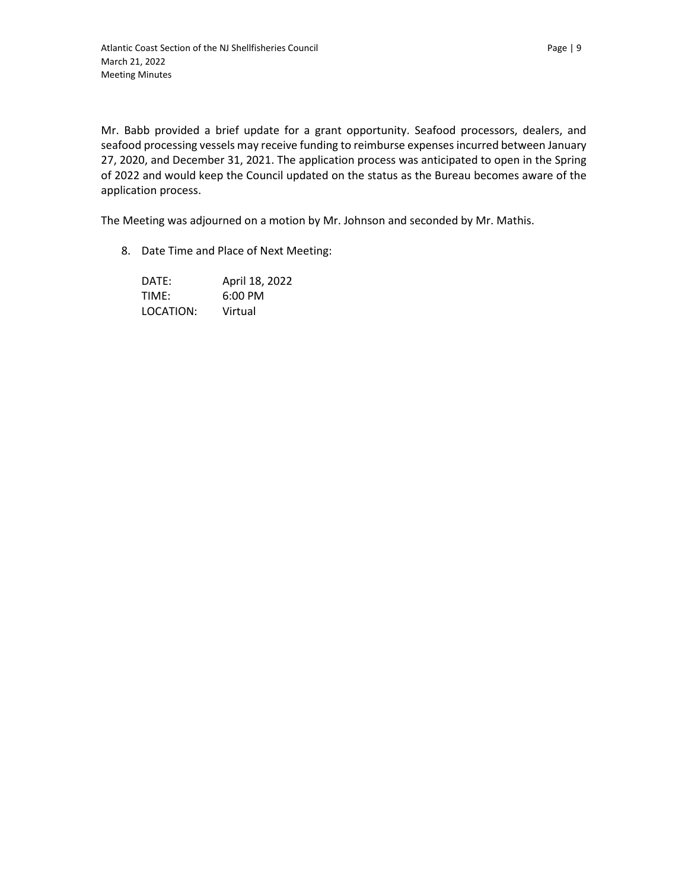Mr. Babb provided a brief update for a grant opportunity. Seafood processors, dealers, and seafood processing vessels may receive funding to reimburse expenses incurred between January 27, 2020, and December 31, 2021. The application process was anticipated to open in the Spring of 2022 and would keep the Council updated on the status as the Bureau becomes aware of the application process.

The Meeting was adjourned on a motion by Mr. Johnson and seconded by Mr. Mathis.

8. Date Time and Place of Next Meeting:

| | |
|---|---|
| DATE: | April 18, 2022 |
| TIME: | 6:00 PM |
| LOCATION: | Virtual |